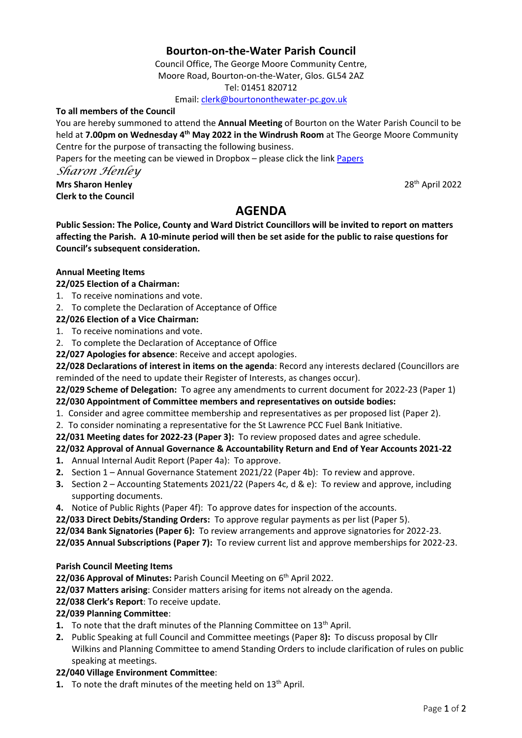# Bourton-on-the-Water Parish Council

Council Office, The George Moore Community Centre,
Moore Road, Bourton-on-the-Water, Glos. GL54 2AZ
Tel: 01451 820712
Email: clerk@bourtononthewater-pc.gov.uk

**To all members of the Council**

You are hereby summoned to attend the **Annual Meeting** of Bourton on the Water Parish Council to be held at **7.00pm on Wednesday 4th May 2022 in the Windrush Room** at The George Moore Community Centre for the purpose of transacting the following business.

Papers for the meeting can be viewed in Dropbox – please click the link Papers

*Sharon Henley*

**Mrs Sharon Henley**
**Clerk to the Council**

28th April 2022

## AGENDA

**Public Session: The Police, County and Ward District Councillors will be invited to report on matters affecting the Parish. A 10-minute period will then be set aside for the public to raise questions for Council's subsequent consideration.**

**Annual Meeting Items**

**22/025 Election of a Chairman:**

1. To receive nominations and vote.
2. To complete the Declaration of Acceptance of Office

**22/026 Election of a Vice Chairman:**

1. To receive nominations and vote.
2. To complete the Declaration of Acceptance of Office

**22/027 Apologies for absence**: Receive and accept apologies.

**22/028 Declarations of interest in items on the agenda**: Record any interests declared (Councillors are reminded of the need to update their Register of Interests, as changes occur).

**22/029 Scheme of Delegation:** To agree any amendments to current document for 2022-23 (Paper 1)

**22/030 Appointment of Committee members and representatives on outside bodies:**

1. Consider and agree committee membership and representatives as per proposed list (Paper 2).
2. To consider nominating a representative for the St Lawrence PCC Fuel Bank Initiative.

**22/031 Meeting dates for 2022-23 (Paper 3):** To review proposed dates and agree schedule.

**22/032 Approval of Annual Governance & Accountability Return and End of Year Accounts 2021-22**

1. Annual Internal Audit Report (Paper 4a): To approve.
2. Section 1 – Annual Governance Statement 2021/22 (Paper 4b): To review and approve.
3. Section 2 – Accounting Statements 2021/22 (Papers 4c, d & e): To review and approve, including supporting documents.
4. Notice of Public Rights (Paper 4f): To approve dates for inspection of the accounts.

**22/033 Direct Debits/Standing Orders:** To approve regular payments as per list (Paper 5).

**22/034 Bank Signatories (Paper 6):** To review arrangements and approve signatories for 2022-23.

**22/035 Annual Subscriptions (Paper 7):** To review current list and approve memberships for 2022-23.

**Parish Council Meeting Items**

**22/036 Approval of Minutes:** Parish Council Meeting on 6th April 2022.

**22/037 Matters arising**: Consider matters arising for items not already on the agenda.

**22/038 Clerk's Report**: To receive update.

**22/039 Planning Committee**:

1. To note that the draft minutes of the Planning Committee on 13th April.
2. Public Speaking at full Council and Committee meetings (Paper 8**):** To discuss proposal by Cllr Wilkins and Planning Committee to amend Standing Orders to include clarification of rules on public speaking at meetings.

**22/040 Village Environment Committee**:

1. To note the draft minutes of the meeting held on 13th April.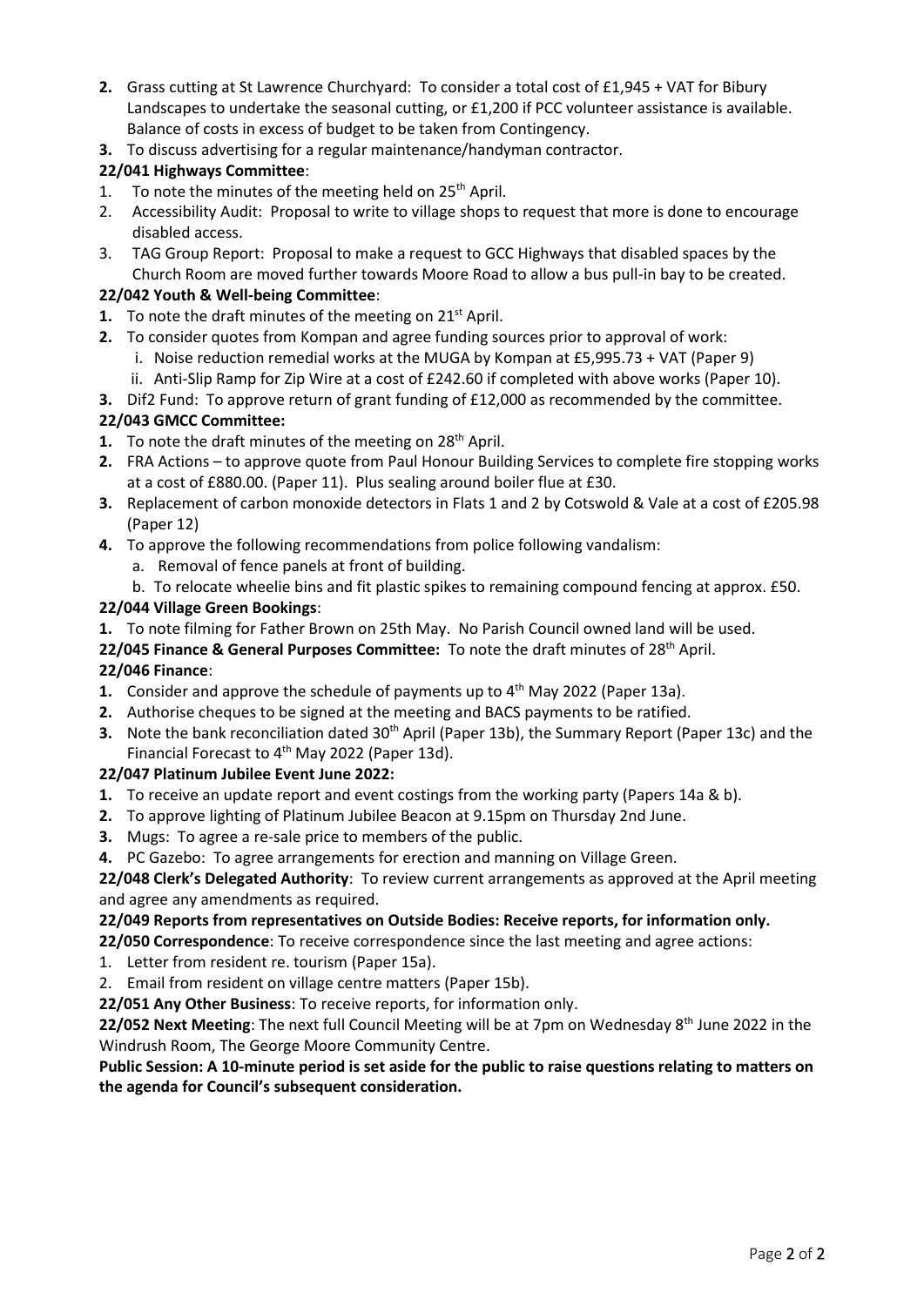2. Grass cutting at St Lawrence Churchyard: To consider a total cost of £1,945 + VAT for Bibury Landscapes to undertake the seasonal cutting, or £1,200 if PCC volunteer assistance is available. Balance of costs in excess of budget to be taken from Contingency.
3. To discuss advertising for a regular maintenance/handyman contractor.

**22/041 Highways Committee**:

1. To note the minutes of the meeting held on 25th April.
2. Accessibility Audit: Proposal to write to village shops to request that more is done to encourage disabled access.
3. TAG Group Report: Proposal to make a request to GCC Highways that disabled spaces by the Church Room are moved further towards Moore Road to allow a bus pull-in bay to be created.

**22/042 Youth & Well-being Committee**:

1. To note the draft minutes of the meeting on 21st April.
2. To consider quotes from Kompan and agree funding sources prior to approval of work:
   i. Noise reduction remedial works at the MUGA by Kompan at £5,995.73 + VAT (Paper 9)
   ii. Anti-Slip Ramp for Zip Wire at a cost of £242.60 if completed with above works (Paper 10).
3. Dif2 Fund: To approve return of grant funding of £12,000 as recommended by the committee.

**22/043 GMCC Committee:**

1. To note the draft minutes of the meeting on 28th April.
2. FRA Actions – to approve quote from Paul Honour Building Services to complete fire stopping works at a cost of £880.00. (Paper 11). Plus sealing around boiler flue at £30.
3. Replacement of carbon monoxide detectors in Flats 1 and 2 by Cotswold & Vale at a cost of £205.98 (Paper 12)
4. To approve the following recommendations from police following vandalism:
   a. Removal of fence panels at front of building.
   b. To relocate wheelie bins and fit plastic spikes to remaining compound fencing at approx. £50.

**22/044 Village Green Bookings**:

1. To note filming for Father Brown on 25th May. No Parish Council owned land will be used.

**22/045 Finance & General Purposes Committee:** To note the draft minutes of 28th April.

**22/046 Finance**:

1. Consider and approve the schedule of payments up to 4th May 2022 (Paper 13a).
2. Authorise cheques to be signed at the meeting and BACS payments to be ratified.
3. Note the bank reconciliation dated 30th April (Paper 13b), the Summary Report (Paper 13c) and the Financial Forecast to 4th May 2022 (Paper 13d).

**22/047 Platinum Jubilee Event June 2022:**

1. To receive an update report and event costings from the working party (Papers 14a & b).
2. To approve lighting of Platinum Jubilee Beacon at 9.15pm on Thursday 2nd June.
3. Mugs: To agree a re-sale price to members of the public.
4. PC Gazebo: To agree arrangements for erection and manning on Village Green.

**22/048 Clerk's Delegated Authority**: To review current arrangements as approved at the April meeting and agree any amendments as required.

**22/049 Reports from representatives on Outside Bodies: Receive reports, for information only.**

**22/050 Correspondence**: To receive correspondence since the last meeting and agree actions:

1. Letter from resident re. tourism (Paper 15a).
2. Email from resident on village centre matters (Paper 15b).

**22/051 Any Other Business**: To receive reports, for information only.

**22/052 Next Meeting**: The next full Council Meeting will be at 7pm on Wednesday 8th June 2022 in the Windrush Room, The George Moore Community Centre.

**Public Session: A 10-minute period is set aside for the public to raise questions relating to matters on the agenda for Council's subsequent consideration.**